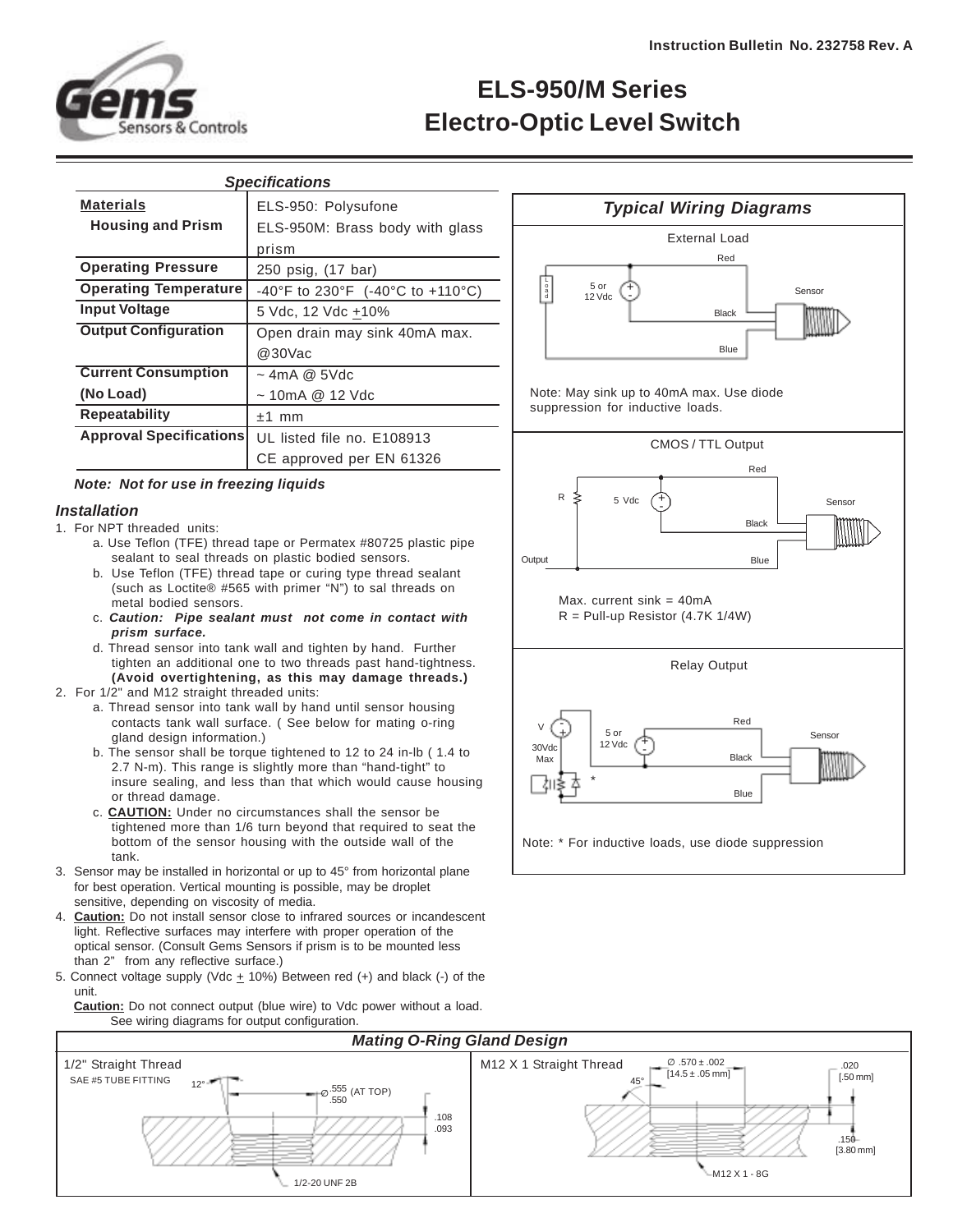Instruction Bulletin No. 232758 Rev. A

# ELS-950/M Series
# Electro-Optic Level Switch

## *Specifications*

| | |
|---|---|
| **Materials** **Housing and Prism** | ELS-950: Polysufone ELS-950M: Brass body with glass prism |
| **Operating Pressure** | 250 psig, (17 bar) |
| **Operating Temperature** | -40°F to 230°F (-40°C to +110°C) |
| **Input Voltage** | 5 Vdc, 12 Vdc ±10% |
| **Output Configuration** | Open drain may sink 40mA max. @30Vac |
| **Current Consumption (No Load)** | ~ 4mA @ 5Vdc ~ 10mA @ 12 Vdc |
| **Repeatability** | ±1 mm |
| **Approval Specifications** | UL listed file no. E108913 CE approved per EN 61326 |

***Note: Not for use in freezing liquids***

### *Installation*

1. For NPT threaded units:
   a. Use Teflon (TFE) thread tape or Permatex #80725 plastic pipe sealant to seal threads on plastic bodied sensors.
   b. Use Teflon (TFE) thread tape or curing type thread sealant (such as Loctite® #565 with primer "N") to sal threads on metal bodied sensors.
   c. ***Caution: Pipe sealant must not come in contact with prism surface.***
   d. Thread sensor into tank wall and tighten by hand. Further tighten an additional one to two threads past hand-tightness. **(Avoid overtightening, as this may damage threads.)**
2. For 1/2" and M12 straight threaded units:
   a. Thread sensor into tank wall by hand until sensor housing contacts tank wall surface. ( See below for mating o-ring gland design information.)
   b. The sensor shall be torque tightened to 12 to 24 in-lb ( 1.4 to 2.7 N-m). This range is slightly more than "hand-tight" to insure sealing, and less than that which would cause housing or thread damage.
   c. **CAUTION:** Under no circumstances shall the sensor be tightened more than 1/6 turn beyond that required to seat the bottom of the sensor housing with the outside wall of the tank.
3. Sensor may be installed in horizontal or up to 45° from horizontal plane for best operation. Vertical mounting is possible, may be droplet sensitive, depending on viscosity of media.
4. **Caution:** Do not install sensor close to infrared sources or incandescent light. Reflective surfaces may interfere with proper operation of the optical sensor. (Consult Gems Sensors if prism is to be mounted less than 2" from any reflective surface.)
5. Connect voltage supply (Vdc ± 10%) Between red (+) and black (-) of the unit.
   **Caution:** Do not connect output (blue wire) to Vdc power without a load. See wiring diagrams for output configuration.

## *Typical Wiring Diagrams*

**External Load**

Load — 5 or 12 Vdc — Red / Black / Blue — Sensor

Note: May sink up to 40mA max. Use diode suppression for inductive loads.

**CMOS / TTL Output**

R — 5 Vdc — Red / Black / Blue — Sensor — Output

Max. current sink = 40mA
R = Pull-up Resistor (4.7K 1/4W)

**Relay Output**

V 30Vdc Max — 5 or 12 Vdc — Red / Black / Blue — Sensor — *

Note: * For inductive loads, use diode suppression

## *Mating O-Ring Gland Design*

**1/2" Straight Thread**

SAE #5 TUBE FITTING — 12° — Ø .555/.550 (AT TOP) — .108/.093 — 1/2-20 UNF 2B

**M12 X 1 Straight Thread**

Ø .570 ± .002 [14.5 ± .05 mm] — 45° — .020 [.50 mm] — .150 [3.80 mm] — M12 X 1 - 8G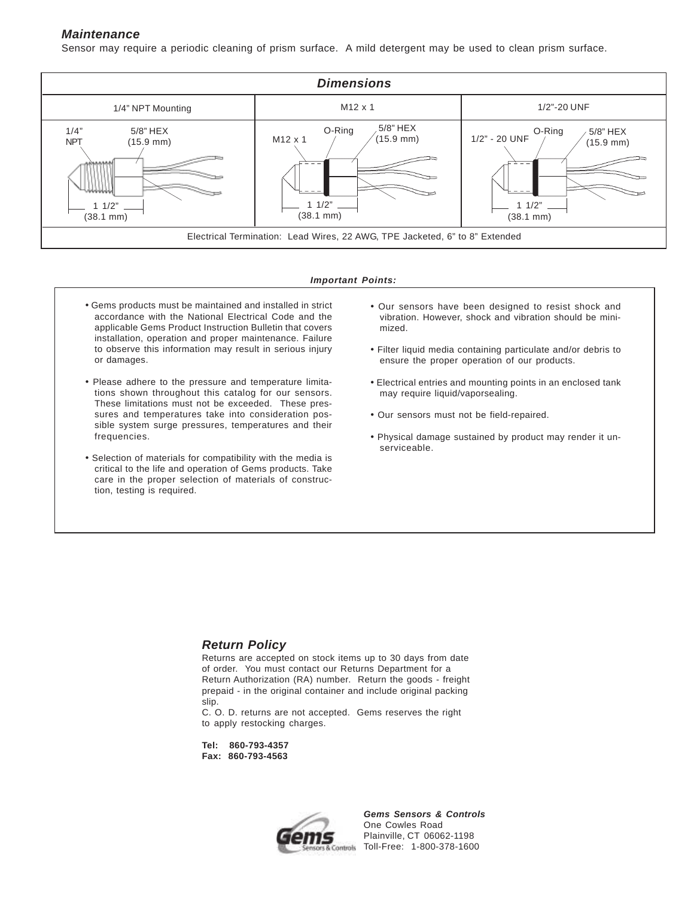### *Maintenance*

Sensor may require a periodic cleaning of prism surface. A mild detergent may be used to clean prism surface.

| *Dimensions* | | |
|---|---|---|
| 1/4" NPT Mounting | M12 x 1 | 1/2"-20 UNF |
| 1/4" NPT<br>5/8" HEX (15.9 mm)<br>1 1/2" (38.1 mm) | M12 x 1<br>O-Ring<br>5/8" HEX (15.9 mm)<br>1 1/2" (38.1 mm) | 1/2" - 20 UNF<br>O-Ring<br>5/8" HEX (15.9 mm)<br>1 1/2" (38.1 mm) |
| Electrical Termination: Lead Wires, 22 AWG, TPE Jacketed, 6" to 8" Extended | | |

***Important Points:***

- Gems products must be maintained and installed in strict accordance with the National Electrical Code and the applicable Gems Product Instruction Bulletin that covers installation, operation and proper maintenance. Failure to observe this information may result in serious injury or damages.
- Please adhere to the pressure and temperature limitations shown throughout this catalog for our sensors. These limitations must not be exceeded. These pressures and temperatures take into consideration possible system surge pressures, temperatures and their frequencies.
- Selection of materials for compatibility with the media is critical to the life and operation of Gems products. Take care in the proper selection of materials of construction, testing is required.
- Our sensors have been designed to resist shock and vibration. However, shock and vibration should be minimized.
- Filter liquid media containing particulate and/or debris to ensure the proper operation of our products.
- Electrical entries and mounting points in an enclosed tank may require liquid/vaporsealing.
- Our sensors must not be field-repaired.
- Physical damage sustained by product may render it unserviceable.

### *Return Policy*

Returns are accepted on stock items up to 30 days from date of order. You must contact our Returns Department for a Return Authorization (RA) number. Return the goods - freight prepaid - in the original container and include original packing slip.
C. O. D. returns are not accepted. Gems reserves the right to apply restocking charges.

**Tel: 860-793-4357**
**Fax: 860-793-4563**

***Gems Sensors & Controls***
One Cowles Road
Plainville, CT 06062-1198
Toll-Free: 1-800-378-1600